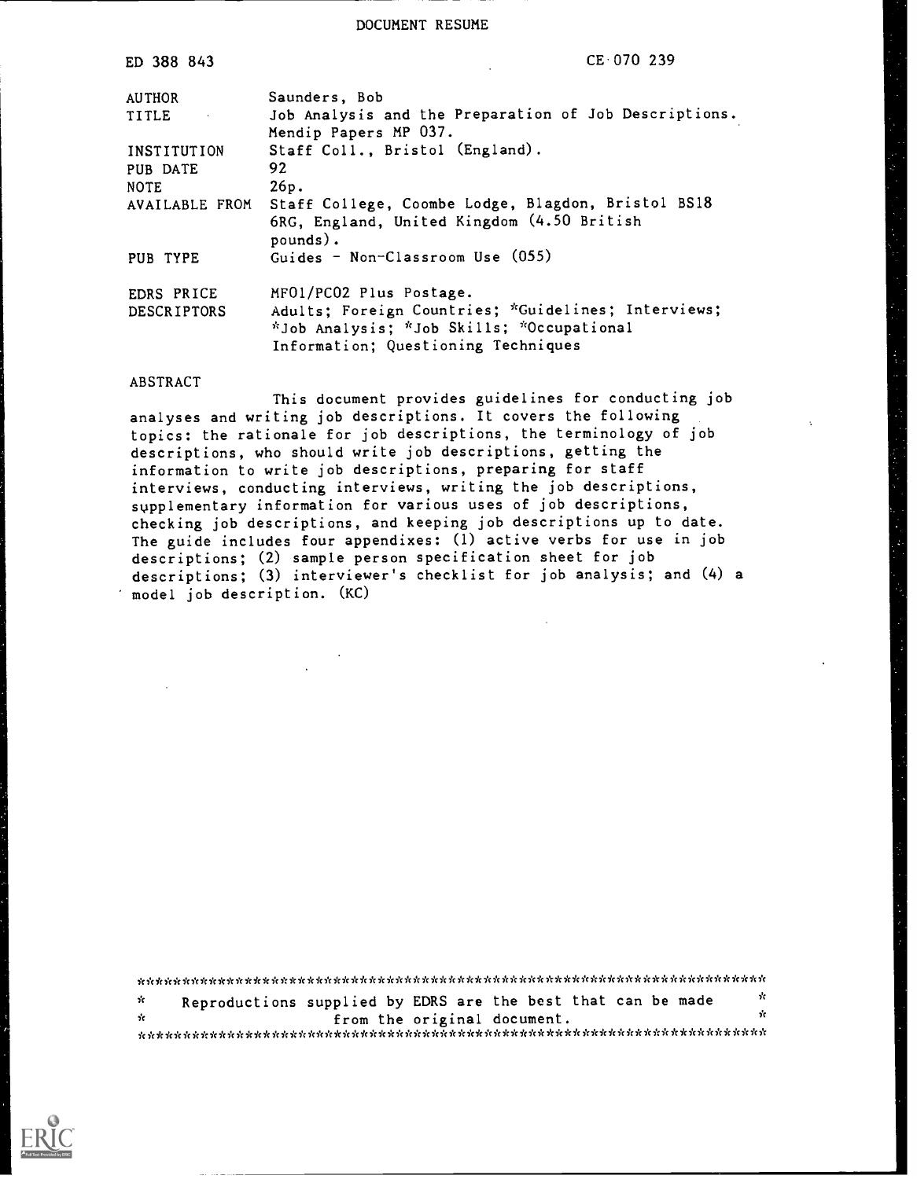DOCUMENT RESUME

ED 388 843 CE 070 239

| | |
|---|---|
| AUTHOR | Saunders, Bob |
| TITLE | Job Analysis and the Preparation of Job Descriptions. Mendip Papers MP 037. |
| INSTITUTION | Staff Coll., Bristol (England). |
| PUB DATE | 92 |
| NOTE | 26p. |
| AVAILABLE FROM | Staff College, Coombe Lodge, Blagdon, Bristol BS18 6RG, England, United Kingdom (4.50 British pounds). |
| PUB TYPE | Guides - Non-Classroom Use (055) |
| EDRS PRICE | MF01/PC02 Plus Postage. |
| DESCRIPTORS | Adults; Foreign Countries; *Guidelines; Interviews; *Job Analysis; *Job Skills; *Occupational Information; Questioning Techniques |

ABSTRACT

This document provides guidelines for conducting job analyses and writing job descriptions. It covers the following topics: the rationale for job descriptions, the terminology of job descriptions, who should write job descriptions, getting the information to write job descriptions, preparing for staff interviews, conducting interviews, writing the job descriptions, supplementary information for various uses of job descriptions, checking job descriptions, and keeping job descriptions up to date. The guide includes four appendixes: (1) active verbs for use in job descriptions; (2) sample person specification sheet for job descriptions; (3) interviewer's checklist for job analysis; and (4) a model job description. (KC)

***********************************************************************

* Reproductions supplied by EDRS are the best that can be made *
* from the original document. *

***********************************************************************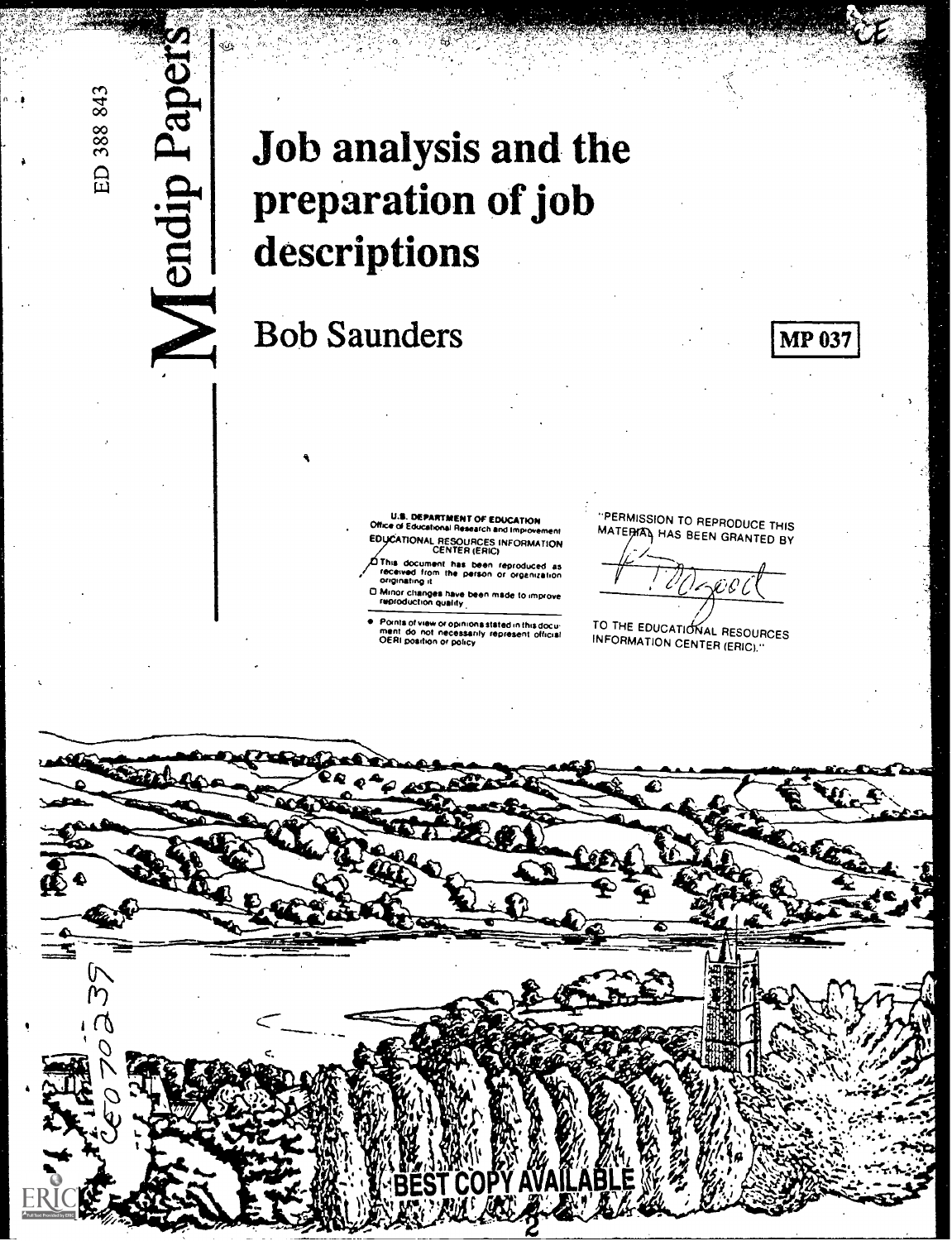ED 388 843

Mendip Papers

# Job analysis and the preparation of job descriptions

## Bob Saunders

MP 037

U.S. DEPARTMENT OF EDUCATION
Office of Educational Research and Improvement
EDUCATIONAL RESOURCES INFORMATION CENTER (ERIC)

- This document has been reproduced as received from the person or organization originating it
- Minor changes have been made to improve reproduction quality
- Points of view or opinions stated in this document do not necessarily represent official OERI position or policy

"PERMISSION TO REPRODUCE THIS MATERIAL HAS BEEN GRANTED BY

TO THE EDUCATIONAL RESOURCES INFORMATION CENTER (ERIC)."

CE070239

BEST COPY AVAILABLE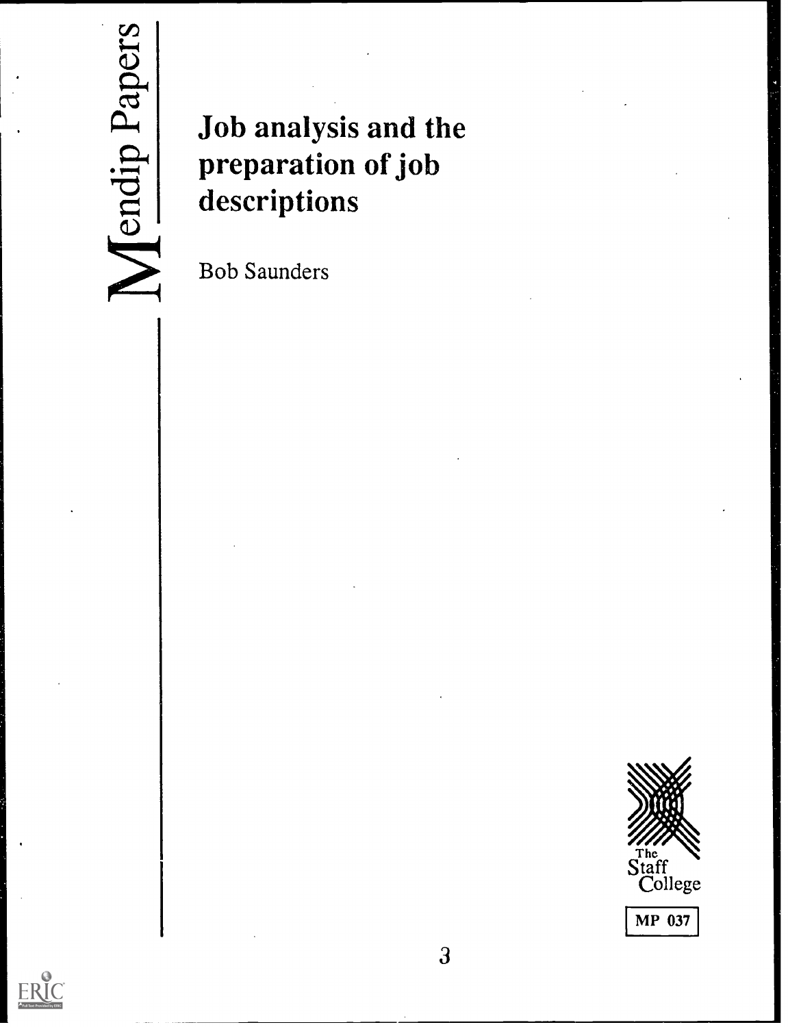Mendip Papers

# Job analysis and the preparation of job descriptions

Bob Saunders

The Staff College

MP 037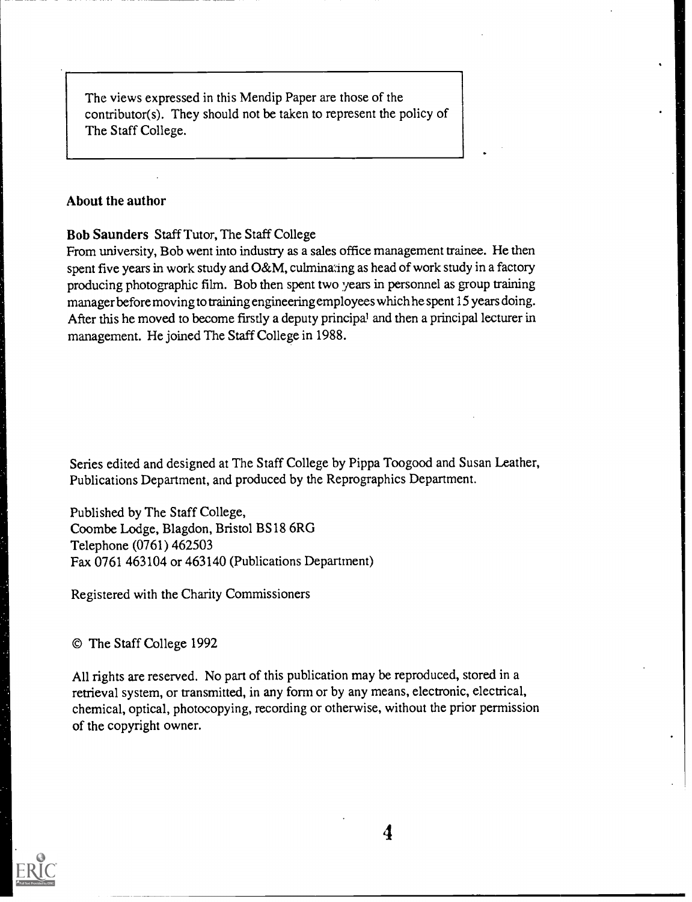The views expressed in this Mendip Paper are those of the contributor(s). They should not be taken to represent the policy of The Staff College.

### About the author

**Bob Saunders** Staff Tutor, The Staff College

From university, Bob went into industry as a sales office management trainee. He then spent five years in work study and O&M, culminating as head of work study in a factory producing photographic film. Bob then spent two years in personnel as group training manager before moving to training engineering employees which he spent 15 years doing. After this he moved to become firstly a deputy principal and then a principal lecturer in management. He joined The Staff College in 1988.

Series edited and designed at The Staff College by Pippa Toogood and Susan Leather, Publications Department, and produced by the Reprographics Department.

Published by The Staff College,
Coombe Lodge, Blagdon, Bristol BS18 6RG
Telephone (0761) 462503
Fax 0761 463104 or 463140 (Publications Department)

Registered with the Charity Commissioners

© The Staff College 1992

All rights are reserved. No part of this publication may be reproduced, stored in a retrieval system, or transmitted, in any form or by any means, electronic, electrical, chemical, optical, photocopying, recording or otherwise, without the prior permission of the copyright owner.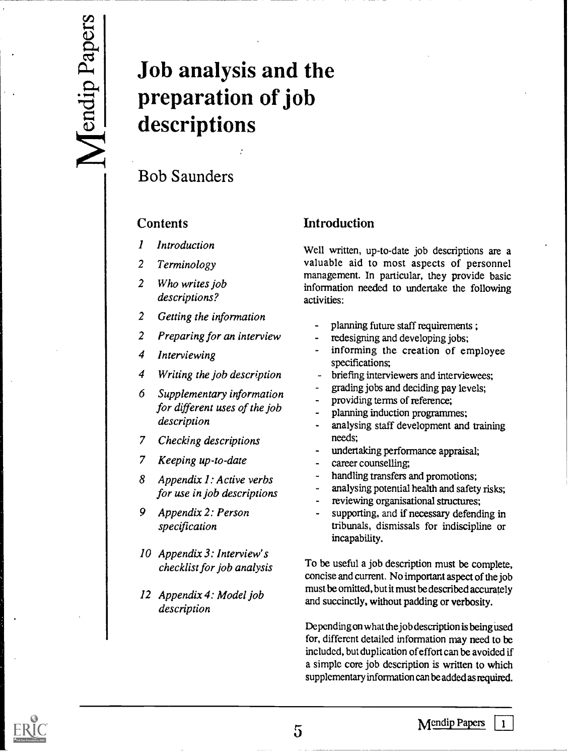# Job analysis and the preparation of job descriptions

## Bob Saunders

### Contents

1 *Introduction*

2 *Terminology*

2 *Who writes job descriptions?*

2 *Getting the information*

2 *Preparing for an interview*

4 *Interviewing*

4 *Writing the job description*

6 *Supplementary information for different uses of the job description*

7 *Checking descriptions*

7 *Keeping up-to-date*

8 *Appendix 1: Active verbs for use in job descriptions*

9 *Appendix 2: Person specification*

10 *Appendix 3: Interview's checklist for job analysis*

12 *Appendix 4: Model job description*

### Introduction

Well written, up-to-date job descriptions are a valuable aid to most aspects of personnel management. In particular, they provide basic information needed to undertake the following activities:

- planning future staff requirements ;
- redesigning and developing jobs;
- informing the creation of employee specifications;
- briefing interviewers and interviewees;
- grading jobs and deciding pay levels;
- providing terms of reference;
- planning induction programmes;
- analysing staff development and training needs;
- undertaking performance appraisal;
- career counselling;
- handling transfers and promotions;
- analysing potential health and safety risks;
- reviewing organisational structures;
- supporting, and if necessary defending in tribunals, dismissals for indiscipline or incapability.

To be useful a job description must be complete, concise and current. No important aspect of the job must be omitted, but it must be described accurately and succinctly, without padding or verbosity.

Depending on what the job description is being used for, different detailed information may need to be included, but duplication of effort can be avoided if a simple core job description is written to which supplementary information can be added as required.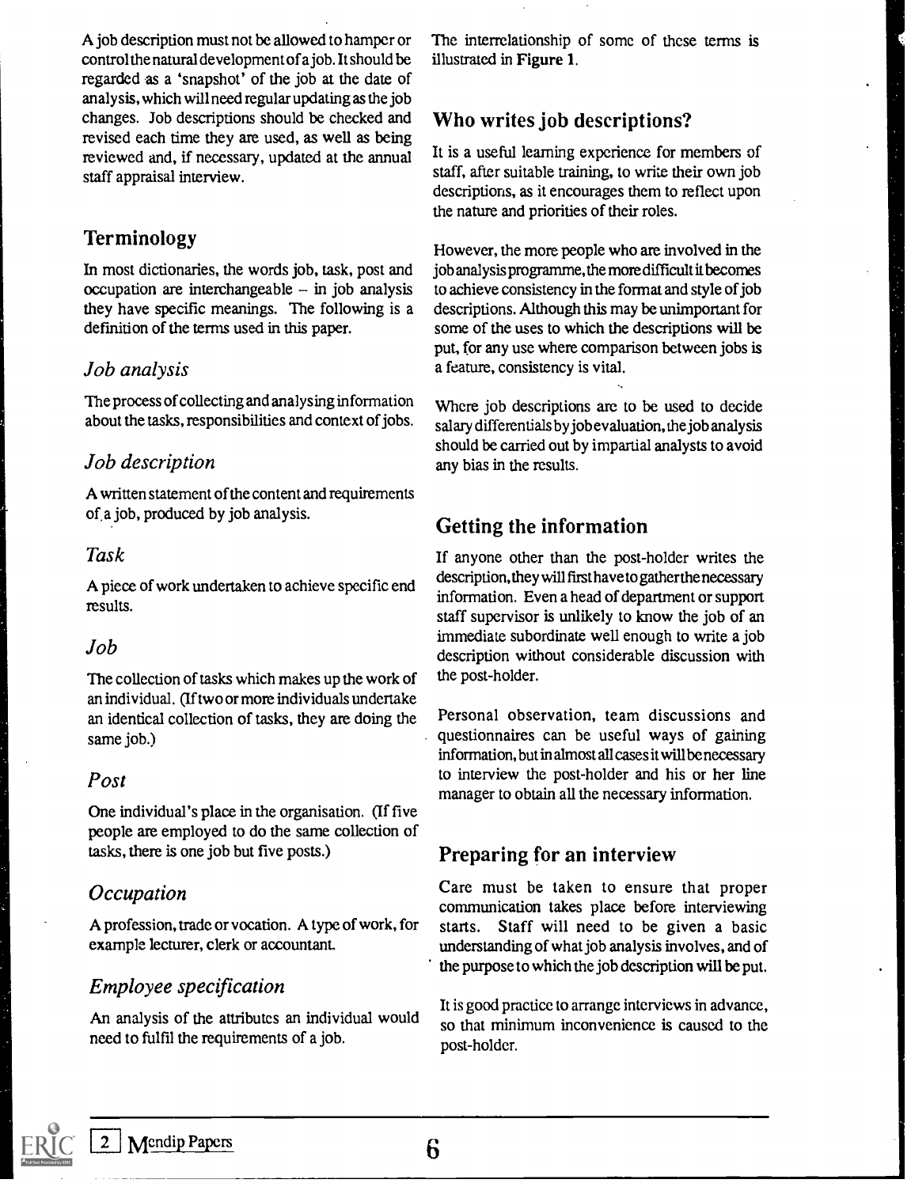A job description must not be allowed to hamper or control the natural development of a job. It should be regarded as a 'snapshot' of the job at the date of analysis, which will need regular updating as the job changes. Job descriptions should be checked and revised each time they are used, as well as being reviewed and, if necessary, updated at the annual staff appraisal interview.

## Terminology

In most dictionaries, the words job, task, post and occupation are interchangeable – in job analysis they have specific meanings. The following is a definition of the terms used in this paper.

### *Job analysis*

The process of collecting and analysing information about the tasks, responsibilities and context of jobs.

### *Job description*

A written statement of the content and requirements of a job, produced by job analysis.

### *Task*

A piece of work undertaken to achieve specific end results.

### *Job*

The collection of tasks which makes up the work of an individual. (If two or more individuals undertake an identical collection of tasks, they are doing the same job.)

### *Post*

One individual's place in the organisation. (If five people are employed to do the same collection of tasks, there is one job but five posts.)

### *Occupation*

A profession, trade or vocation. A type of work, for example lecturer, clerk or accountant.

### *Employee specification*

An analysis of the attributes an individual would need to fulfil the requirements of a job.

The interrelationship of some of these terms is illustrated in **Figure 1**.

## Who writes job descriptions?

It is a useful learning experience for members of staff, after suitable training, to write their own job descriptions, as it encourages them to reflect upon the nature and priorities of their roles.

However, the more people who are involved in the job analysis programme, the more difficult it becomes to achieve consistency in the format and style of job descriptions. Although this may be unimportant for some of the uses to which the descriptions will be put, for any use where comparison between jobs is a feature, consistency is vital.

Where job descriptions are to be used to decide salary differentials by job evaluation, the job analysis should be carried out by impartial analysts to avoid any bias in the results.

## Getting the information

If anyone other than the post-holder writes the description, they will first have to gather the necessary information. Even a head of department or support staff supervisor is unlikely to know the job of an immediate subordinate well enough to write a job description without considerable discussion with the post-holder.

Personal observation, team discussions and questionnaires can be useful ways of gaining information, but in almost all cases it will be necessary to interview the post-holder and his or her line manager to obtain all the necessary information.

## Preparing for an interview

Care must be taken to ensure that proper communication takes place before interviewing starts. Staff will need to be given a basic understanding of what job analysis involves, and of the purpose to which the job description will be put.

It is good practice to arrange interviews in advance, so that minimum inconvenience is caused to the post-holder.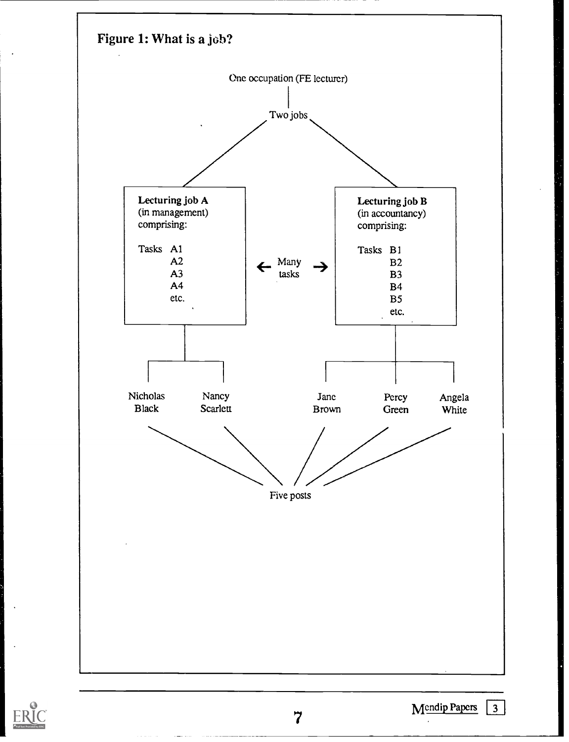**Figure 1: What is a job?**

One occupation (FE lecturer)

Two jobs

**Lecturing job A**
(in management)
comprising:

Tasks A1
A2
A3
A4
etc.

← Many tasks →

**Lecturing job B**
(in accountancy)
comprising:

Tasks B1
B2
B3
B4
B5
etc.

Nicholas Black

Nancy Scarlett

Jane Brown

Percy Green

Angela White

Five posts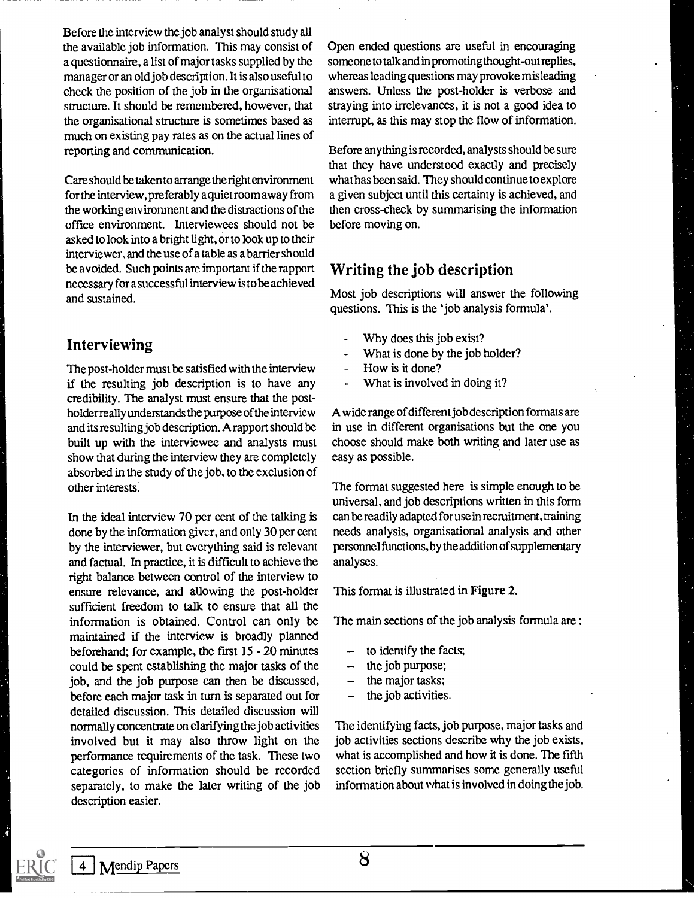Before the interview the job analyst should study all the available job information. This may consist of a questionnaire, a list of major tasks supplied by the manager or an old job description. It is also useful to check the position of the job in the organisational structure. It should be remembered, however, that the organisational structure is sometimes based as much on existing pay rates as on the actual lines of reporting and communication.

Care should be taken to arrange the right environment for the interview, preferably a quiet room away from the working environment and the distractions of the office environment. Interviewees should not be asked to look into a bright light, or to look up to their interviewer, and the use of a table as a barrier should be avoided. Such points are important if the rapport necessary for a successful interview is to be achieved and sustained.

## Interviewing

The post-holder must be satisfied with the interview if the resulting job description is to have any credibility. The analyst must ensure that the post-holder really understands the purpose of the interview and its resulting job description. A rapport should be built up with the interviewee and analysts must show that during the interview they are completely absorbed in the study of the job, to the exclusion of other interests.

In the ideal interview 70 per cent of the talking is done by the information giver, and only 30 per cent by the interviewer, but everything said is relevant and factual. In practice, it is difficult to achieve the right balance between control of the interview to ensure relevance, and allowing the post-holder sufficient freedom to talk to ensure that all the information is obtained. Control can only be maintained if the interview is broadly planned beforehand; for example, the first 15 - 20 minutes could be spent establishing the major tasks of the job, and the job purpose can then be discussed, before each major task in turn is separated out for detailed discussion. This detailed discussion will normally concentrate on clarifying the job activities involved but it may also throw light on the performance requirements of the task. These two categories of information should be recorded separately, to make the later writing of the job description easier.

Open ended questions are useful in encouraging someone to talk and in promoting thought-out replies, whereas leading questions may provoke misleading answers. Unless the post-holder is verbose and straying into irrelevances, it is not a good idea to interrupt, as this may stop the flow of information.

Before anything is recorded, analysts should be sure that they have understood exactly and precisely what has been said. They should continue to explore a given subject until this certainty is achieved, and then cross-check by summarising the information before moving on.

## Writing the job description

Most job descriptions will answer the following questions. This is the 'job analysis formula'.

- Why does this job exist?
- What is done by the job holder?
- How is it done?
- What is involved in doing it?

A wide range of different job description formats are in use in different organisations but the one you choose should make both writing and later use as easy as possible.

The format suggested here is simple enough to be universal, and job descriptions written in this form can be readily adapted for use in recruitment, training needs analysis, organisational analysis and other personnel functions, by the addition of supplementary analyses.

This format is illustrated in **Figure 2.**

The main sections of the job analysis formula are :

- to identify the facts;
- the job purpose;
- the major tasks;
- the job activities.

The identifying facts, job purpose, major tasks and job activities sections describe why the job exists, what is accomplished and how it is done. The fifth section briefly summarises some generally useful information about what is involved in doing the job.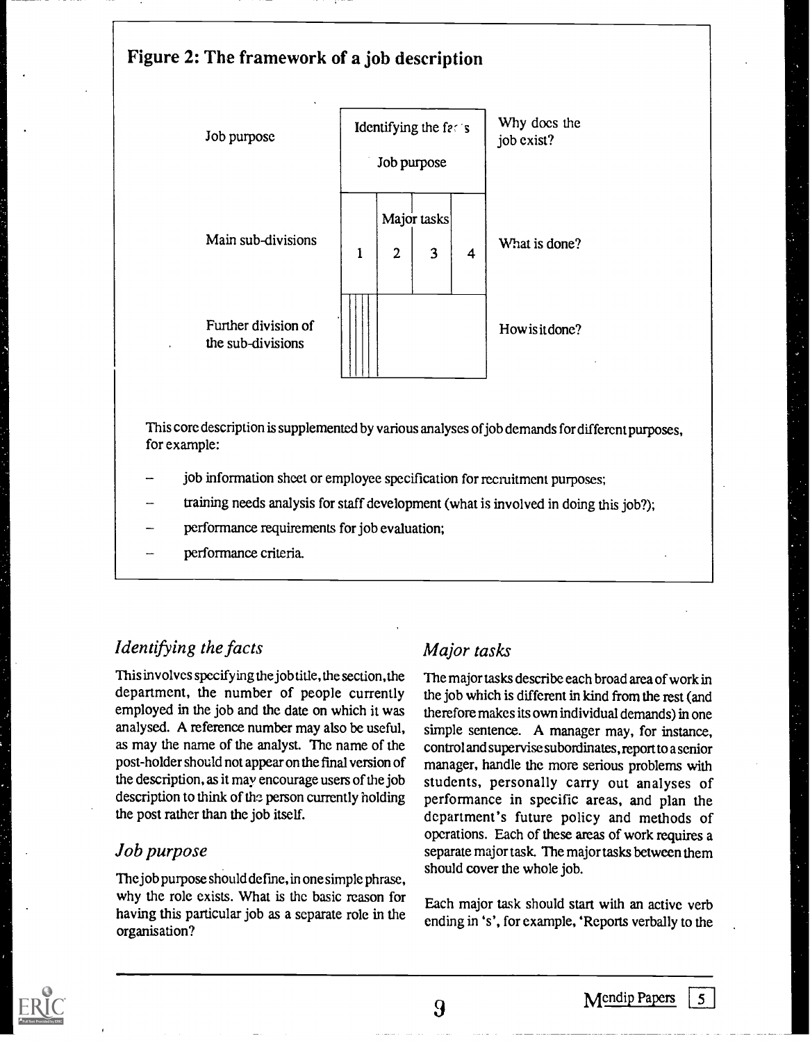## Figure 2: The framework of a job description

| | | |
|---|---|---|
| Job purpose | Identifying the facts<br>Job purpose | Why does the job exist? |
| Main sub-divisions | Major tasks<br>1 \| 2 \| 3 \| 4 | What is done? |
| Further division of the sub-divisions | | How is it done? |

This core description is supplemented by various analyses of job demands for different purposes, for example:

- job information sheet or employee specification for recruitment purposes;
- training needs analysis for staff development (what is involved in doing this job?);
- performance requirements for job evaluation;
- performance criteria.

### *Identifying the facts*

This involves specifying the job title, the section, the department, the number of people currently employed in the job and the date on which it was analysed. A reference number may also be useful, as may the name of the analyst. The name of the post-holder should not appear on the final version of the description, as it may encourage users of the job description to think of the person currently holding the post rather than the job itself.

### *Job purpose*

The job purpose should define, in one simple phrase, why the role exists. What is the basic reason for having this particular job as a separate role in the organisation?

### *Major tasks*

The major tasks describe each broad area of work in the job which is different in kind from the rest (and therefore makes its own individual demands) in one simple sentence. A manager may, for instance, control and supervise subordinates, report to a senior manager, handle the more serious problems with students, personally carry out analyses of performance in specific areas, and plan the department's future policy and methods of operations. Each of these areas of work requires a separate major task. The major tasks between them should cover the whole job.

Each major task should start with an active verb ending in 's', for example, 'Reports verbally to the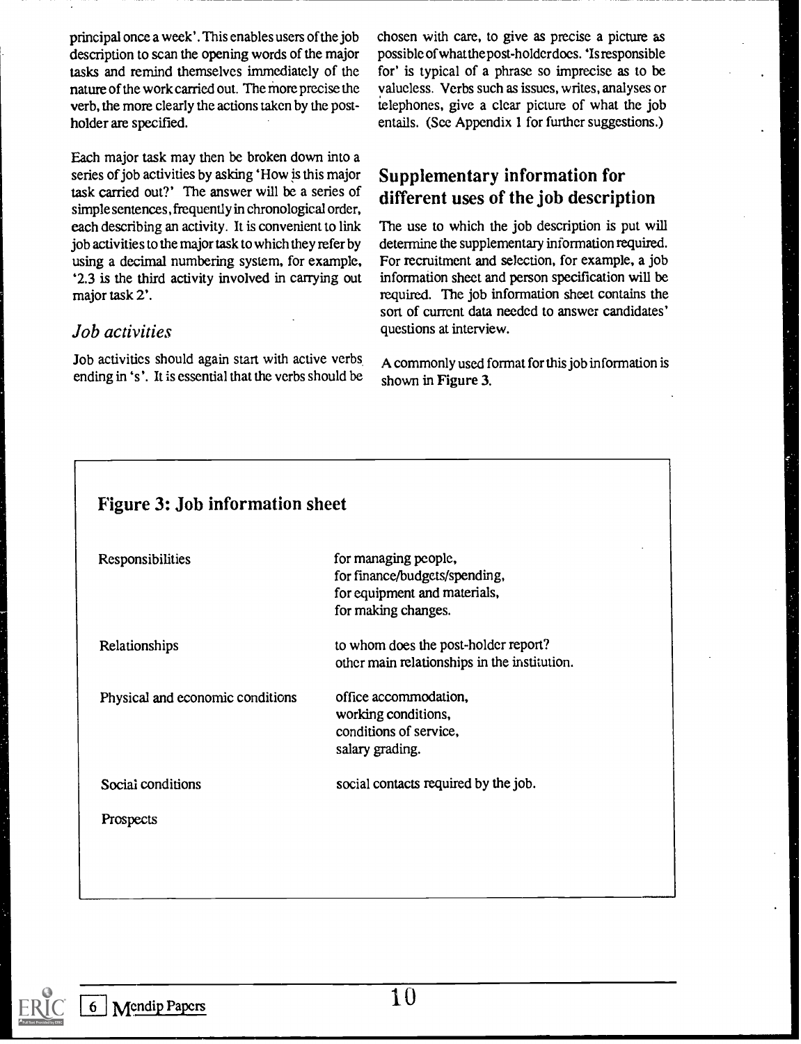principal once a week'. This enables users of the job description to scan the opening words of the major tasks and remind themselves immediately of the nature of the work carried out. The more precise the verb, the more clearly the actions taken by the post-holder are specified.

Each major task may then be broken down into a series of job activities by asking 'How is this major task carried out?' The answer will be a series of simple sentences, frequently in chronological order, each describing an activity. It is convenient to link job activities to the major task to which they refer by using a decimal numbering system, for example, '2.3 is the third activity involved in carrying out major task 2'.

### *Job activities*

Job activities should again start with active verbs ending in 's'. It is essential that the verbs should be chosen with care, to give as precise a picture as possible of what the post-holder does. 'Is responsible for' is typical of a phrase so imprecise as to be valueless. Verbs such as issues, writes, analyses or telephones, give a clear picture of what the job entails. (See Appendix 1 for further suggestions.)

## Supplementary information for different uses of the job description

The use to which the job description is put will determine the supplementary information required. For recruitment and selection, for example, a job information sheet and person specification will be required. The job information sheet contains the sort of current data needed to answer candidates' questions at interview.

A commonly used format for this job information is shown in **Figure 3.**

### Figure 3: Job information sheet

| | |
|---|---|
| Responsibilities | for managing people,<br>for finance/budgets/spending,<br>for equipment and materials,<br>for making changes. |
| Relationships | to whom does the post-holder report?<br>other main relationships in the institution. |
| Physical and economic conditions | office accommodation,<br>working conditions,<br>conditions of service,<br>salary grading. |
| Social conditions | social contacts required by the job. |
| Prospects | |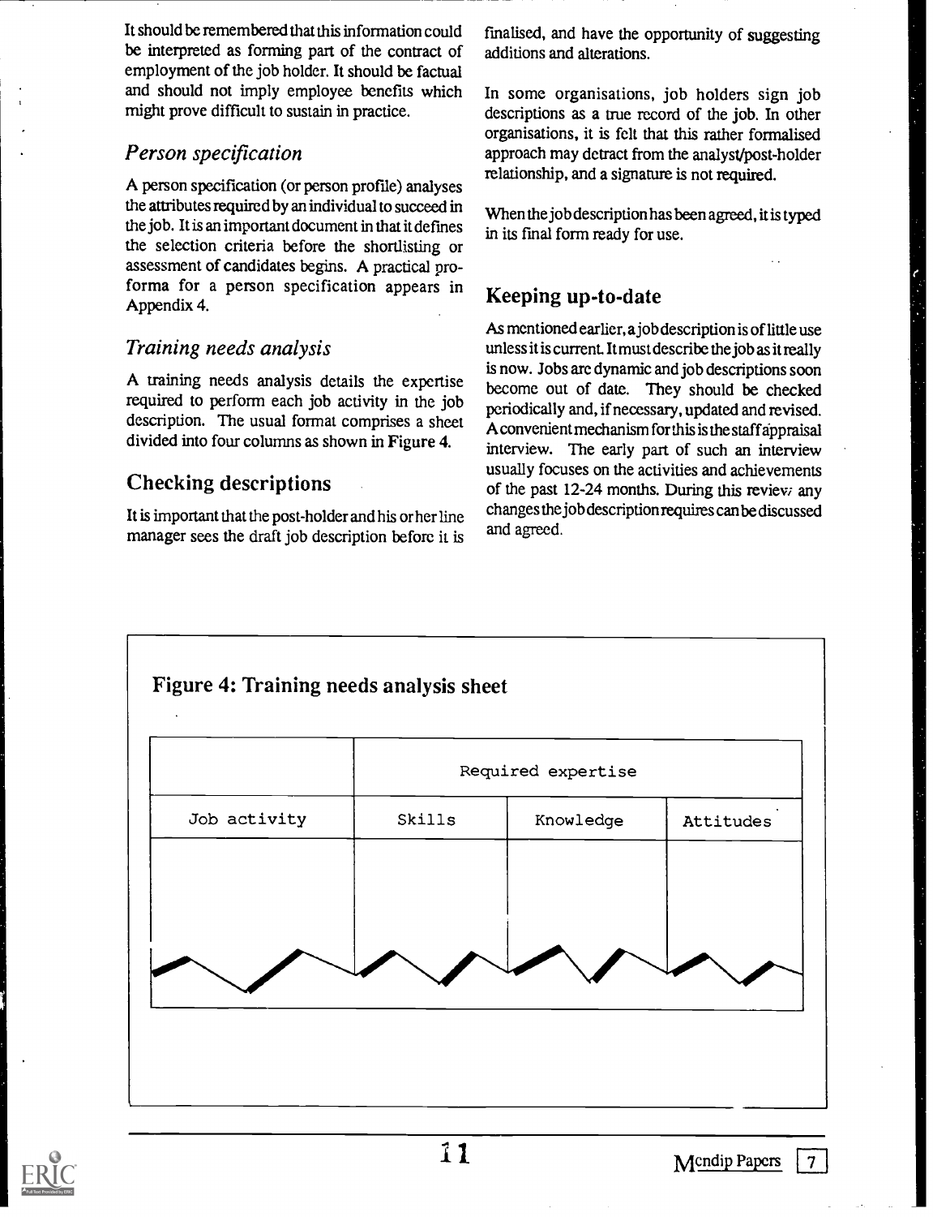It should be remembered that this information could be interpreted as forming part of the contract of employment of the job holder. It should be factual and should not imply employee benefits which might prove difficult to sustain in practice.

### *Person specification*

A person specification (or person profile) analyses the attributes required by an individual to succeed in the job. It is an important document in that it defines the selection criteria before the shortlisting or assessment of candidates begins. A practical pro-forma for a person specification appears in Appendix 4.

### *Training needs analysis*

A training needs analysis details the expertise required to perform each job activity in the job description. The usual format comprises a sheet divided into four columns as shown in Figure 4.

## Checking descriptions

It is important that the post-holder and his or her line manager sees the draft job description before it is finalised, and have the opportunity of suggesting additions and alterations.

In some organisations, job holders sign job descriptions as a true record of the job. In other organisations, it is felt that this rather formalised approach may detract from the analyst/post-holder relationship, and a signature is not required.

When the job description has been agreed, it is typed in its final form ready for use.

## Keeping up-to-date

As mentioned earlier, a job description is of little use unless it is current. It must describe the job as it really is now. Jobs are dynamic and job descriptions soon become out of date. They should be checked periodically and, if necessary, updated and revised. A convenient mechanism for this is the staff appraisal interview. The early part of such an interview usually focuses on the activities and achievements of the past 12-24 months. During this review any changes the job description requires can be discussed and agreed.

**Figure 4: Training needs analysis sheet**

| | Required expertise | | |
|---|---|---|---|
| Job activity | Skills | Knowledge | Attitudes |
| | | | |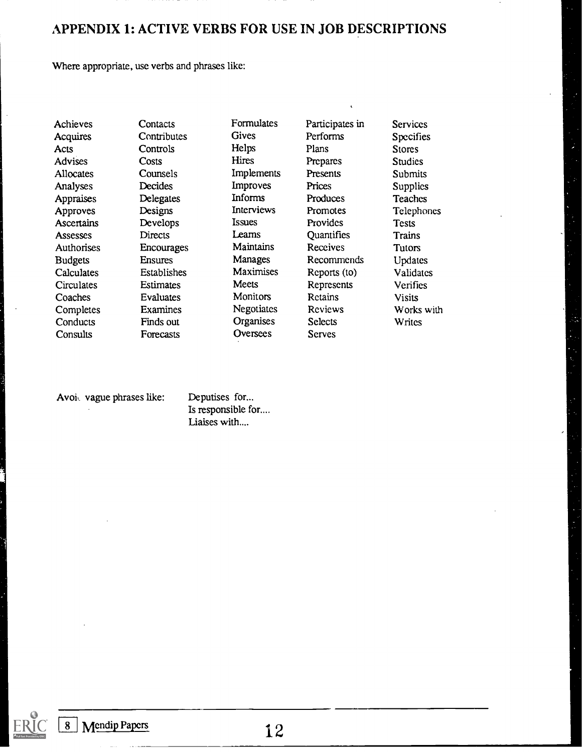## APPENDIX 1: ACTIVE VERBS FOR USE IN JOB DESCRIPTIONS

Where appropriate, use verbs and phrases like:

| | | | | |
|---|---|---|---|---|
| Achieves | Contacts | Formulates | Participates in | Services |
| Acquires | Contributes | Gives | Performs | Specifies |
| Acts | Controls | Helps | Plans | Stores |
| Advises | Costs | Hires | Prepares | Studies |
| Allocates | Counsels | Implements | Presents | Submits |
| Analyses | Decides | Improves | Prices | Supplies |
| Appraises | Delegates | Informs | Produces | Teaches |
| Approves | Designs | Interviews | Promotes | Telephones |
| Ascertains | Develops | Issues | Provides | Tests |
| Assesses | Directs | Learns | Quantifies | Trains |
| Authorises | Encourages | Maintains | Receives | Tutors |
| Budgets | Ensures | Manages | Recommends | Updates |
| Calculates | Establishes | Maximises | Reports (to) | Validates |
| Circulates | Estimates | Meets | Represents | Verifies |
| Coaches | Evaluates | Monitors | Retains | Visits |
| Completes | Examines | Negotiates | Reviews | Works with |
| Conducts | Finds out | Organises | Selects | Writes |
| Consults | Forecasts | Oversees | Serves | |

Avoid vague phrases like:

Deputises for...
Is responsible for....
Liaises with....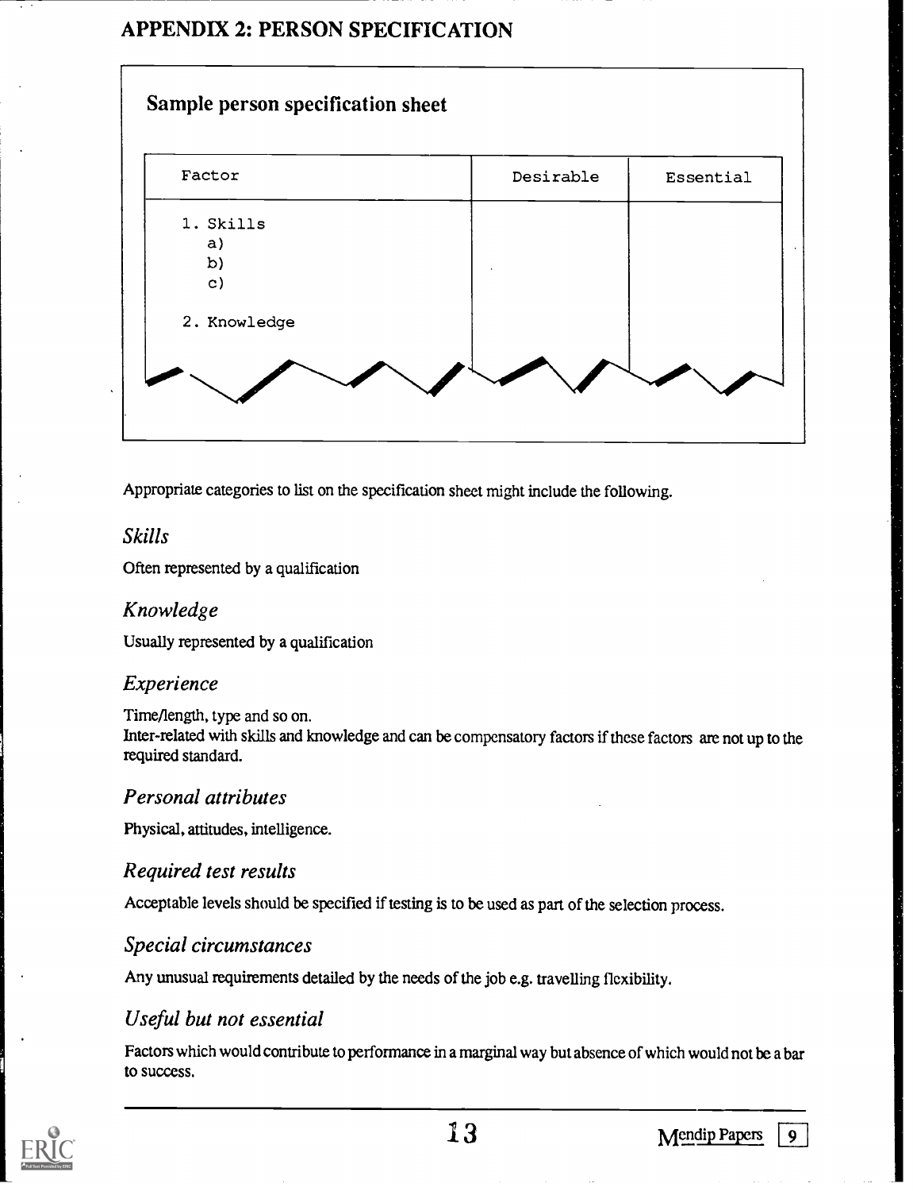# APPENDIX 2: PERSON SPECIFICATION

## Sample person specification sheet

| Factor | Desirable | Essential |
|---|---|---|
| 1. Skills<br>a)<br>b)<br>c)<br><br>2. Knowledge | | |

Appropriate categories to list on the specification sheet might include the following.

### *Skills*

Often represented by a qualification

### *Knowledge*

Usually represented by a qualification

### *Experience*

Time/length, type and so on.
Inter-related with skills and knowledge and can be compensatory factors if these factors are not up to the required standard.

### *Personal attributes*

Physical, attitudes, intelligence.

### *Required test results*

Acceptable levels should be specified if testing is to be used as part of the selection process.

### *Special circumstances*

Any unusual requirements detailed by the needs of the job e.g. travelling flexibility.

### *Useful but not essential*

Factors which would contribute to performance in a marginal way but absence of which would not be a bar to success.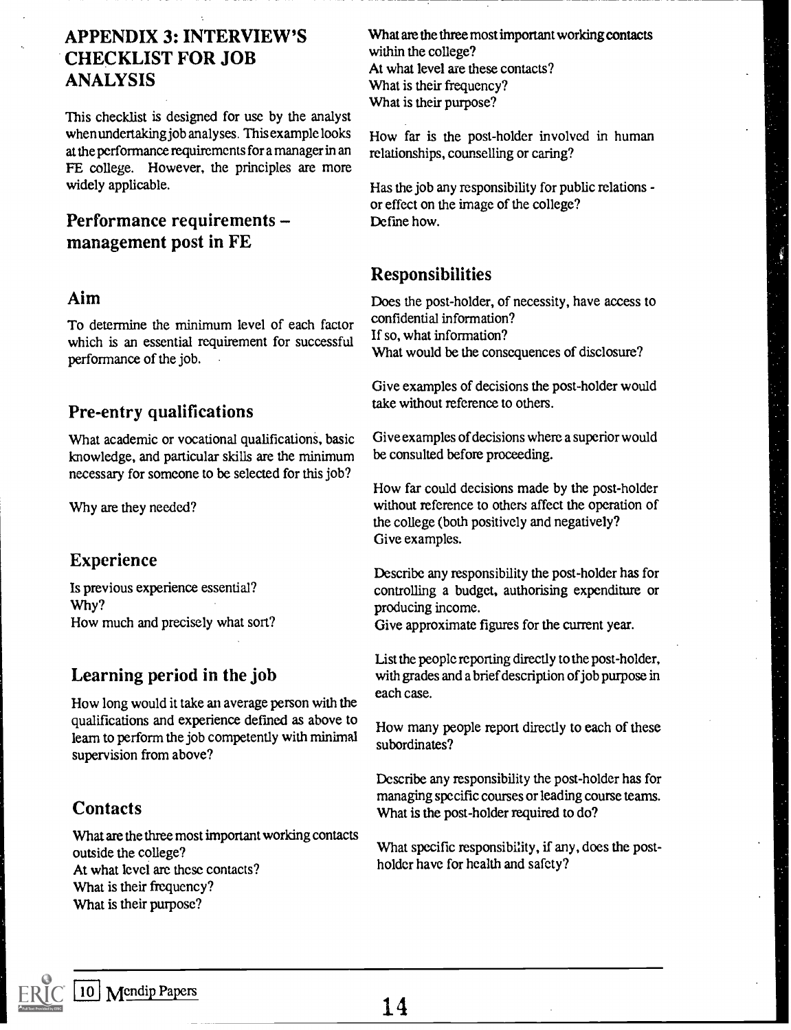## APPENDIX 3: INTERVIEW'S CHECKLIST FOR JOB ANALYSIS

This checklist is designed for use by the analyst when undertaking job analyses. This example looks at the performance requirements for a manager in an FE college. However, the principles are more widely applicable.

### Performance requirements – management post in FE

### Aim

To determine the minimum level of each factor which is an essential requirement for successful performance of the job.

### Pre-entry qualifications

What academic or vocational qualifications, basic knowledge, and particular skills are the minimum necessary for someone to be selected for this job?

Why are they needed?

### Experience

Is previous experience essential?
Why?
How much and precisely what sort?

### Learning period in the job

How long would it take an average person with the qualifications and experience defined as above to learn to perform the job competently with minimal supervision from above?

### Contacts

What are the three most important working contacts outside the college?
At what level are these contacts?
What is their frequency?
What is their purpose?

What are the three most important working contacts within the college?
At what level are these contacts?
What is their frequency?
What is their purpose?

How far is the post-holder involved in human relationships, counselling or caring?

Has the job any responsibility for public relations - or effect on the image of the college?
Define how.

### Responsibilities

Does the post-holder, of necessity, have access to confidential information?
If so, what information?
What would be the consequences of disclosure?

Give examples of decisions the post-holder would take without reference to others.

Give examples of decisions where a superior would be consulted before proceeding.

How far could decisions made by the post-holder without reference to others affect the operation of the college (both positively and negatively?
Give examples.

Describe any responsibility the post-holder has for controlling a budget, authorising expenditure or producing income.
Give approximate figures for the current year.

List the people reporting directly to the post-holder, with grades and a brief description of job purpose in each case.

How many people report directly to each of these subordinates?

Describe any responsibility the post-holder has for managing specific courses or leading course teams.
What is the post-holder required to do?

What specific responsibility, if any, does the post-holder have for health and safety?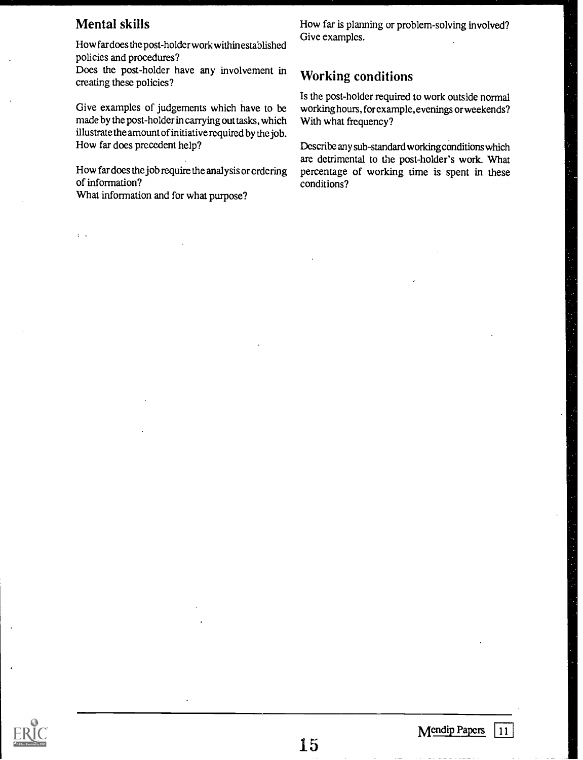## Mental skills

How far does the post-holder work within established policies and procedures?
Does the post-holder have any involvement in creating these policies?

Give examples of judgements which have to be made by the post-holder in carrying out tasks, which illustrate the amount of initiative required by the job.
How far does precedent help?

How far does the job require the analysis or ordering of information?
What information and for what purpose?

How far is planning or problem-solving involved? Give examples.

## Working conditions

Is the post-holder required to work outside normal working hours, for example, evenings or weekends? With what frequency?

Describe any sub-standard working conditions which are detrimental to the post-holder's work. What percentage of working time is spent in these conditions?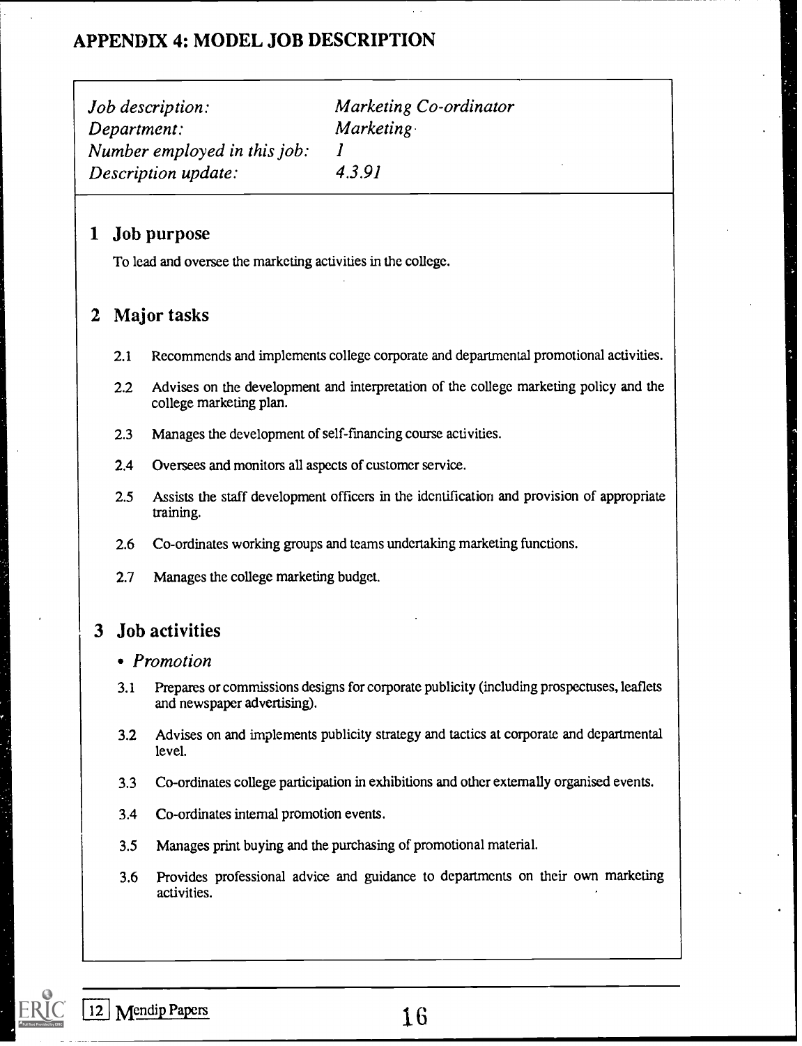# APPENDIX 4: MODEL JOB DESCRIPTION

| | |
|---|---|
| *Job description:* | *Marketing Co-ordinator* |
| *Department:* | *Marketing* |
| *Number employed in this job:* | *1* |
| *Description update:* | *4.3.91* |

## 1 Job purpose

To lead and oversee the marketing activities in the college.

## 2 Major tasks

2.1 Recommends and implements college corporate and departmental promotional activities.

2.2 Advises on the development and interpretation of the college marketing policy and the college marketing plan.

2.3 Manages the development of self-financing course activities.

2.4 Oversees and monitors all aspects of customer service.

2.5 Assists the staff development officers in the identification and provision of appropriate training.

2.6 Co-ordinates working groups and teams undertaking marketing functions.

2.7 Manages the college marketing budget.

## 3 Job activities

- *Promotion*

3.1 Prepares or commissions designs for corporate publicity (including prospectuses, leaflets and newspaper advertising).

3.2 Advises on and implements publicity strategy and tactics at corporate and departmental level.

3.3 Co-ordinates college participation in exhibitions and other externally organised events.

3.4 Co-ordinates internal promotion events.

3.5 Manages print buying and the purchasing of promotional material.

3.6 Provides professional advice and guidance to departments on their own marketing activities.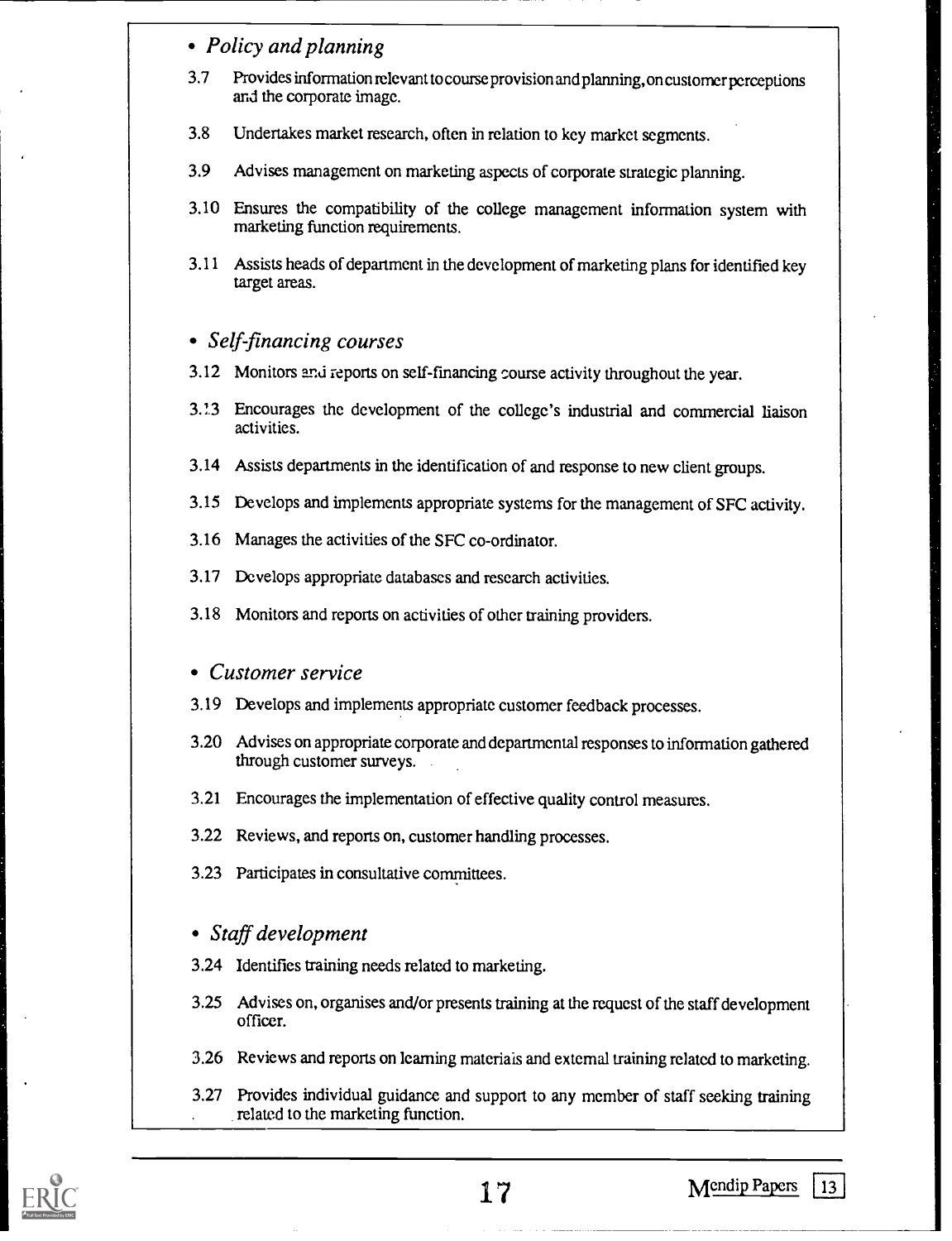- *Policy and planning*

3.7 Provides information relevant to course provision and planning, on customer perceptions and the corporate image.

3.8 Undertakes market research, often in relation to key market segments.

3.9 Advises management on marketing aspects of corporate strategic planning.

3.10 Ensures the compatibility of the college management information system with marketing function requirements.

3.11 Assists heads of department in the development of marketing plans for identified key target areas.

- *Self-financing courses*

3.12 Monitors and reports on self-financing course activity throughout the year.

3.13 Encourages the development of the college's industrial and commercial liaison activities.

3.14 Assists departments in the identification of and response to new client groups.

3.15 Develops and implements appropriate systems for the management of SFC activity.

3.16 Manages the activities of the SFC co-ordinator.

3.17 Develops appropriate databases and research activities.

3.18 Monitors and reports on activities of other training providers.

- *Customer service*

3.19 Develops and implements appropriate customer feedback processes.

3.20 Advises on appropriate corporate and departmental responses to information gathered through customer surveys.

3.21 Encourages the implementation of effective quality control measures.

3.22 Reviews, and reports on, customer handling processes.

3.23 Participates in consultative committees.

- *Staff development*

3.24 Identifies training needs related to marketing.

3.25 Advises on, organises and/or presents training at the request of the staff development officer.

3.26 Reviews and reports on learning materials and external training related to marketing.

3.27 Provides individual guidance and support to any member of staff seeking training related to the marketing function.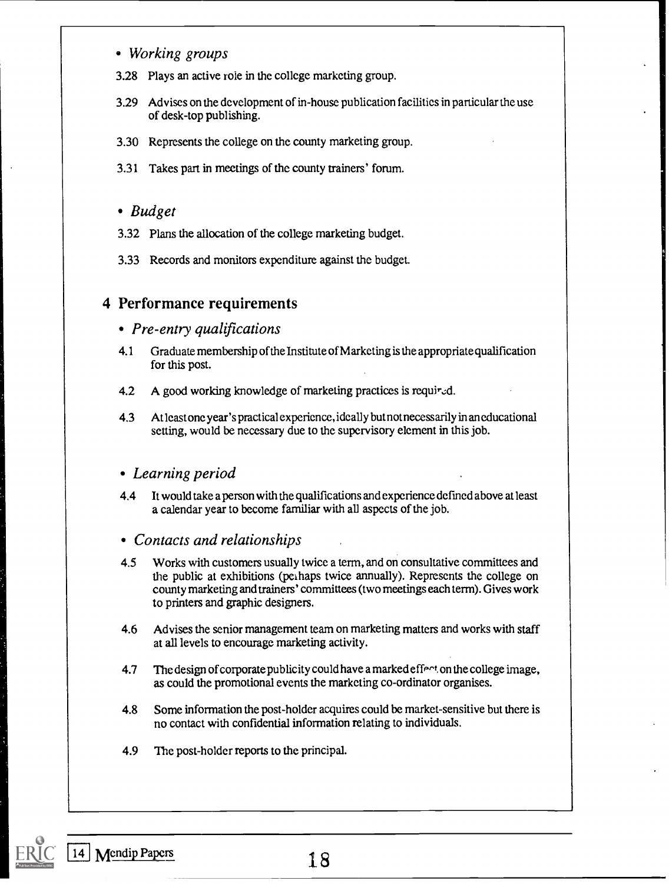- *Working groups*

3.28 Plays an active role in the college marketing group.

3.29 Advises on the development of in-house publication facilities in particular the use of desk-top publishing.

3.30 Represents the college on the county marketing group.

3.31 Takes part in meetings of the county trainers' forum.

- *Budget*

3.32 Plans the allocation of the college marketing budget.

3.33 Records and monitors expenditure against the budget.

## 4 Performance requirements

- *Pre-entry qualifications*

4.1 Graduate membership of the Institute of Marketing is the appropriate qualification for this post.

4.2 A good working knowledge of marketing practices is required.

4.3 At least one year's practical experience, ideally but not necessarily in an educational setting, would be necessary due to the supervisory element in this job.

- *Learning period*

4.4 It would take a person with the qualifications and experience defined above at least a calendar year to become familiar with all aspects of the job.

- *Contacts and relationships*

4.5 Works with customers usually twice a term, and on consultative committees and the public at exhibitions (perhaps twice annually). Represents the college on county marketing and trainers' committees (two meetings each term). Gives work to printers and graphic designers.

4.6 Advises the senior management team on marketing matters and works with staff at all levels to encourage marketing activity.

4.7 The design of corporate publicity could have a marked effect on the college image, as could the promotional events the marketing co-ordinator organises.

4.8 Some information the post-holder acquires could be market-sensitive but there is no contact with confidential information relating to individuals.

4.9 The post-holder reports to the principal.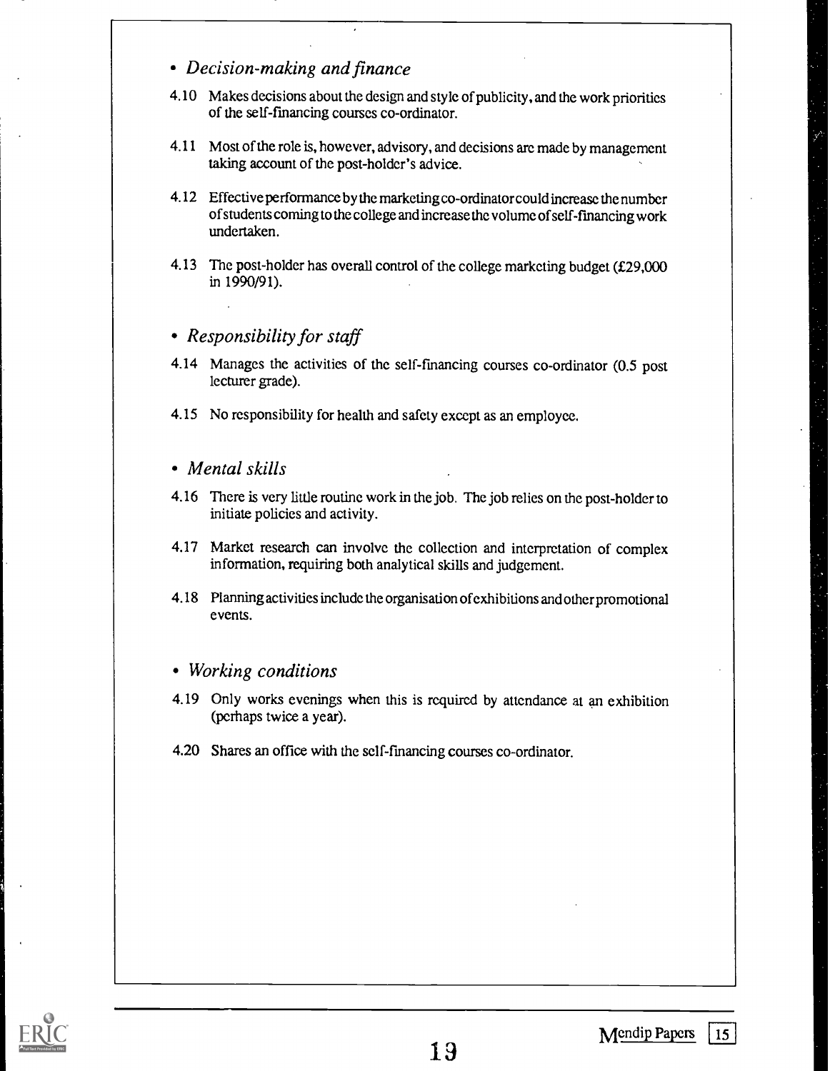- *Decision-making and finance*

4.10 Makes decisions about the design and style of publicity, and the work priorities of the self-financing courses co-ordinator.

4.11 Most of the role is, however, advisory, and decisions are made by management taking account of the post-holder's advice.

4.12 Effective performance by the marketing co-ordinator could increase the number of students coming to the college and increase the volume of self-financing work undertaken.

4.13 The post-holder has overall control of the college marketing budget (£29,000 in 1990/91).

- *Responsibility for staff*

4.14 Manages the activities of the self-financing courses co-ordinator (0.5 post lecturer grade).

4.15 No responsibility for health and safety except as an employee.

- *Mental skills*

4.16 There is very little routine work in the job. The job relies on the post-holder to initiate policies and activity.

4.17 Market research can involve the collection and interpretation of complex information, requiring both analytical skills and judgement.

4.18 Planning activities include the organisation of exhibitions and other promotional events.

- *Working conditions*

4.19 Only works evenings when this is required by attendance at an exhibition (perhaps twice a year).

4.20 Shares an office with the self-financing courses co-ordinator.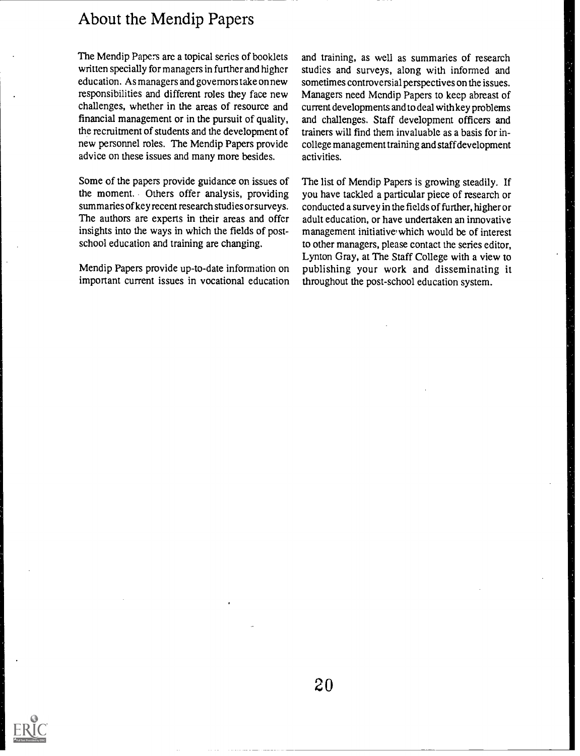# About the Mendip Papers

The Mendip Papers are a topical series of booklets written specially for managers in further and higher education. As managers and governors take on new responsibilities and different roles they face new challenges, whether in the areas of resource and financial management or in the pursuit of quality, the recruitment of students and the development of new personnel roles. The Mendip Papers provide advice on these issues and many more besides.

Some of the papers provide guidance on issues of the moment. Others offer analysis, providing summaries of key recent research studies or surveys. The authors are experts in their areas and offer insights into the ways in which the fields of post-school education and training are changing.

Mendip Papers provide up-to-date information on important current issues in vocational education and training, as well as summaries of research studies and surveys, along with informed and sometimes controversial perspectives on the issues. Managers need Mendip Papers to keep abreast of current developments and to deal with key problems and challenges. Staff development officers and trainers will find them invaluable as a basis for in-college management training and staff development activities.

The list of Mendip Papers is growing steadily. If you have tackled a particular piece of research or conducted a survey in the fields of further, higher or adult education, or have undertaken an innovative management initiative which would be of interest to other managers, please contact the series editor, Lynton Gray, at The Staff College with a view to publishing your work and disseminating it throughout the post-school education system.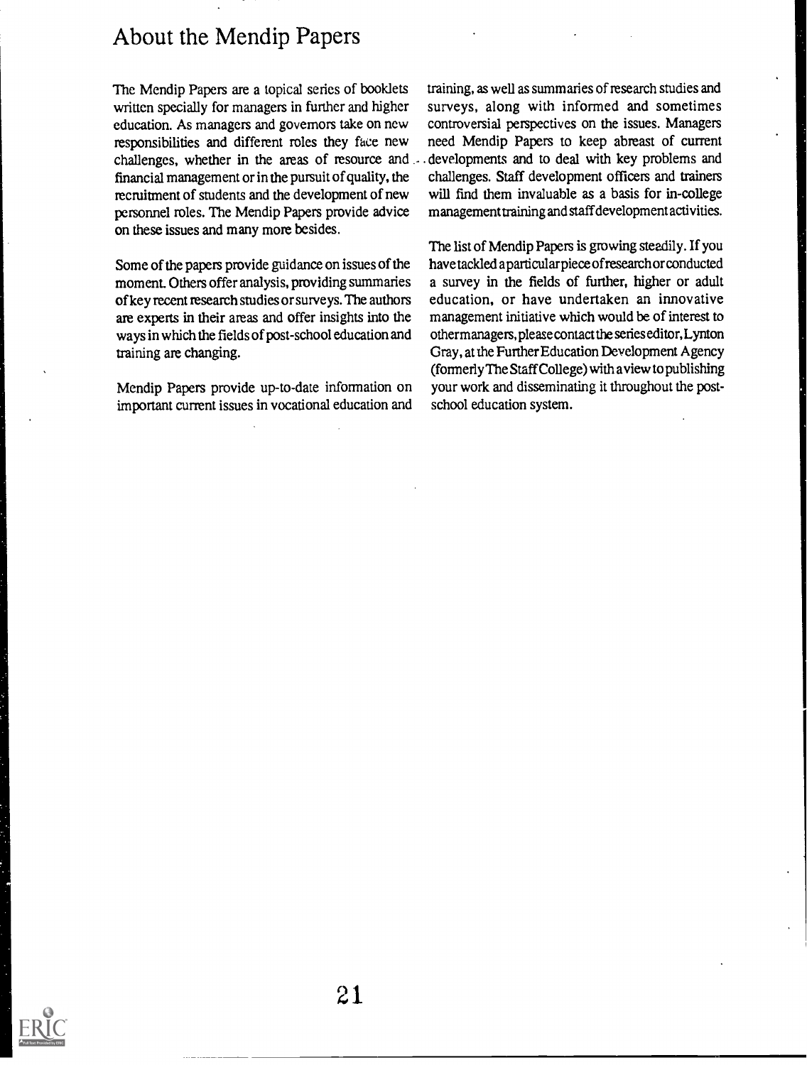# About the Mendip Papers

The Mendip Papers are a topical series of booklets written specially for managers in further and higher education. As managers and governors take on new responsibilities and different roles they face new challenges, whether in the areas of resource and financial management or in the pursuit of quality, the recruitment of students and the development of new personnel roles. The Mendip Papers provide advice on these issues and many more besides.

Some of the papers provide guidance on issues of the moment. Others offer analysis, providing summaries of key recent research studies or surveys. The authors are experts in their areas and offer insights into the ways in which the fields of post-school education and training are changing.

Mendip Papers provide up-to-date information on important current issues in vocational education and training, as well as summaries of research studies and surveys, along with informed and sometimes controversial perspectives on the issues. Managers need Mendip Papers to keep abreast of current developments and to deal with key problems and challenges. Staff development officers and trainers will find them invaluable as a basis for in-college management training and staff development activities.

The list of Mendip Papers is growing steadily. If you have tackled a particular piece of research or conducted a survey in the fields of further, higher or adult education, or have undertaken an innovative management initiative which would be of interest to other managers, please contact the series editor, Lynton Gray, at the Further Education Development Agency (formerly The Staff College) with a view to publishing your work and disseminating it throughout the post-school education system.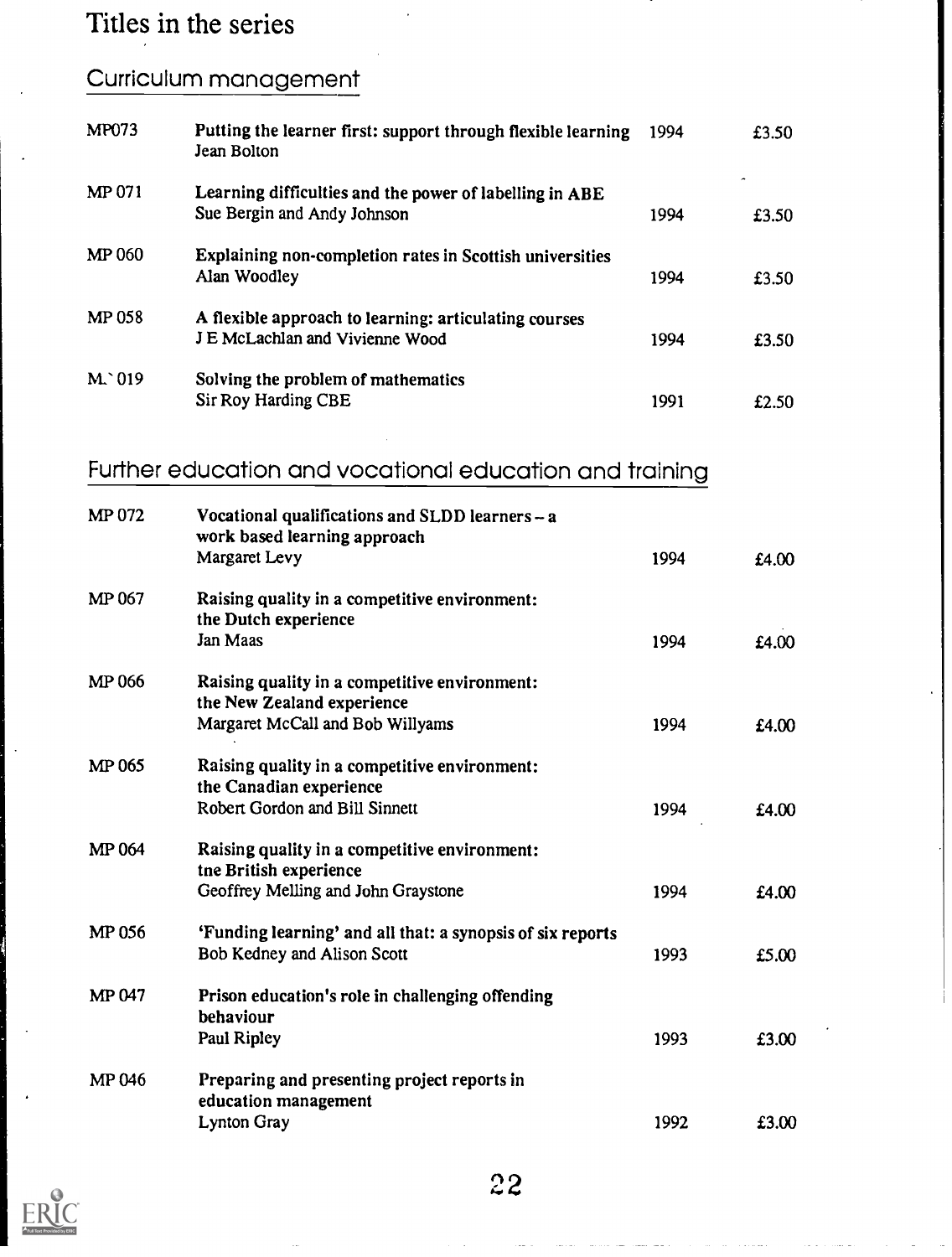# Titles in the series

## Curriculum management

| | | | |
|---|---|---|---|
| MP073 | **Putting the learner first: support through flexible learning**<br>Jean Bolton | 1994 | £3.50 |
| MP 071 | **Learning difficulties and the power of labelling in ABE**<br>Sue Bergin and Andy Johnson | 1994 | £3.50 |
| MP 060 | **Explaining non-completion rates in Scottish universities**<br>Alan Woodley | 1994 | £3.50 |
| MP 058 | **A flexible approach to learning: articulating courses**<br>J E McLachlan and Vivienne Wood | 1994 | £3.50 |
| M.`019 | **Solving the problem of mathematics**<br>Sir Roy Harding CBE | 1991 | £2.50 |

## Further education and vocational education and training

| | | | |
|---|---|---|---|
| MP 072 | **Vocational qualifications and SLDD learners – a work based learning approach**<br>Margaret Levy | 1994 | £4.00 |
| MP 067 | **Raising quality in a competitive environment: the Dutch experience**<br>Jan Maas | 1994 | £4.00 |
| MP 066 | **Raising quality in a competitive environment: the New Zealand experience**<br>Margaret McCall and Bob Willyams | 1994 | £4.00 |
| MP 065 | **Raising quality in a competitive environment: the Canadian experience**<br>Robert Gordon and Bill Sinnett | 1994 | £4.00 |
| MP 064 | **Raising quality in a competitive environment: tne British experience**<br>Geoffrey Melling and John Graystone | 1994 | £4.00 |
| MP 056 | **'Funding learning' and all that: a synopsis of six reports**<br>Bob Kedney and Alison Scott | 1993 | £5.00 |
| MP 047 | **Prison education's role in challenging offending behaviour**<br>Paul Ripley | 1993 | £3.00 |
| MP 046 | **Preparing and presenting project reports in education management**<br>Lynton Gray | 1992 | £3.00 |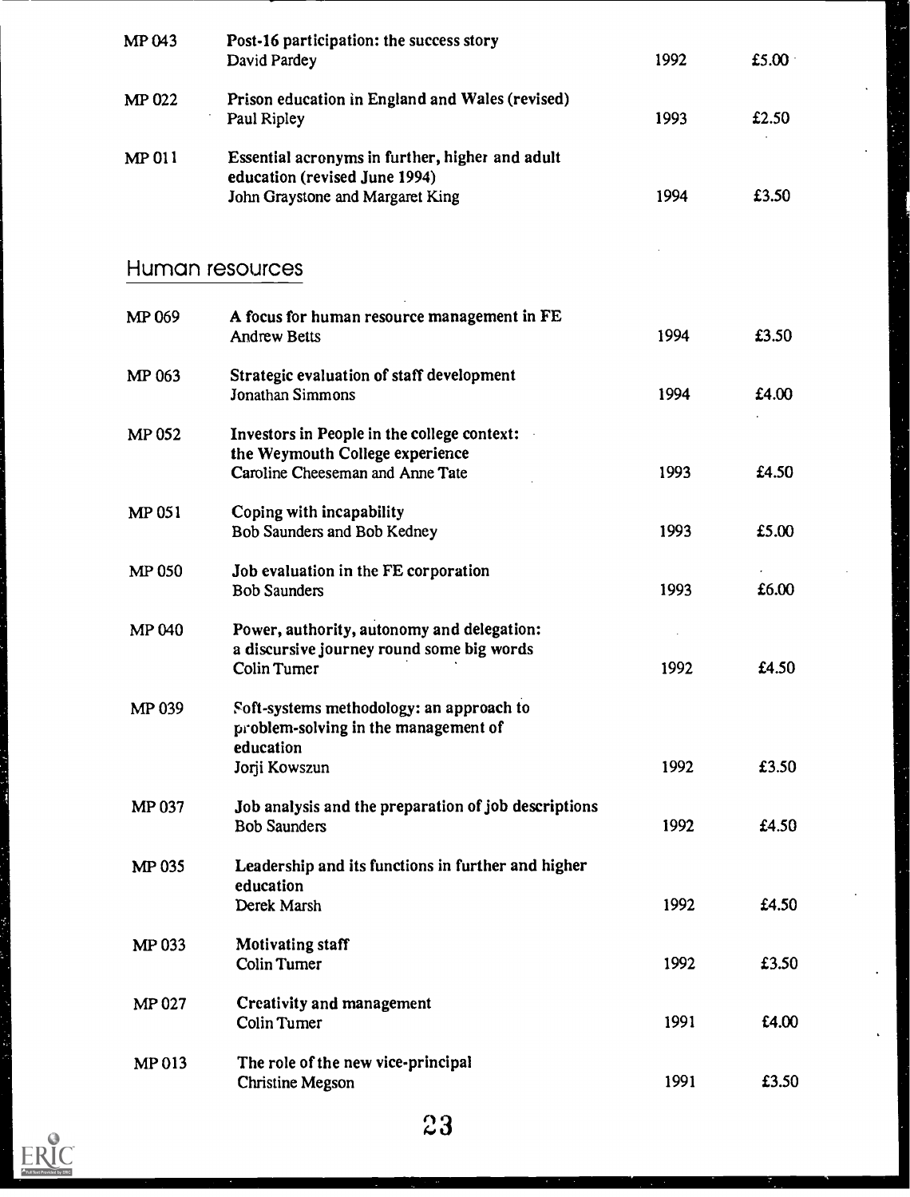| | | | |
|---|---|---|---|
| MP 043 | Post-16 participation: the success story<br>David Pardey | 1992 | £5.00 |
| MP 022 | Prison education in England and Wales (revised)<br>Paul Ripley | 1993 | £2.50 |
| MP 011 | Essential acronyms in further, higher and adult education (revised June 1994)<br>John Graystone and Margaret King | 1994 | £3.50 |

## Human resources

| | | | |
|---|---|---|---|
| MP 069 | A focus for human resource management in FE<br>Andrew Betts | 1994 | £3.50 |
| MP 063 | Strategic evaluation of staff development<br>Jonathan Simmons | 1994 | £4.00 |
| MP 052 | Investors in People in the college context: the Weymouth College experience<br>Caroline Cheeseman and Anne Tate | 1993 | £4.50 |
| MP 051 | Coping with incapability<br>Bob Saunders and Bob Kedney | 1993 | £5.00 |
| MP 050 | Job evaluation in the FE corporation<br>Bob Saunders | 1993 | £6.00 |
| MP 040 | Power, authority, autonomy and delegation: a discursive journey round some big words<br>Colin Turner | 1992 | £4.50 |
| MP 039 | Soft-systems methodology: an approach to problem-solving in the management of education<br>Jorji Kowszun | 1992 | £3.50 |
| MP 037 | Job analysis and the preparation of job descriptions<br>Bob Saunders | 1992 | £4.50 |
| MP 035 | Leadership and its functions in further and higher education<br>Derek Marsh | 1992 | £4.50 |
| MP 033 | Motivating staff<br>Colin Turner | 1992 | £3.50 |
| MP 027 | Creativity and management<br>Colin Turner | 1991 | £4.00 |
| MP 013 | The role of the new vice-principal<br>Christine Megson | 1991 | £3.50 |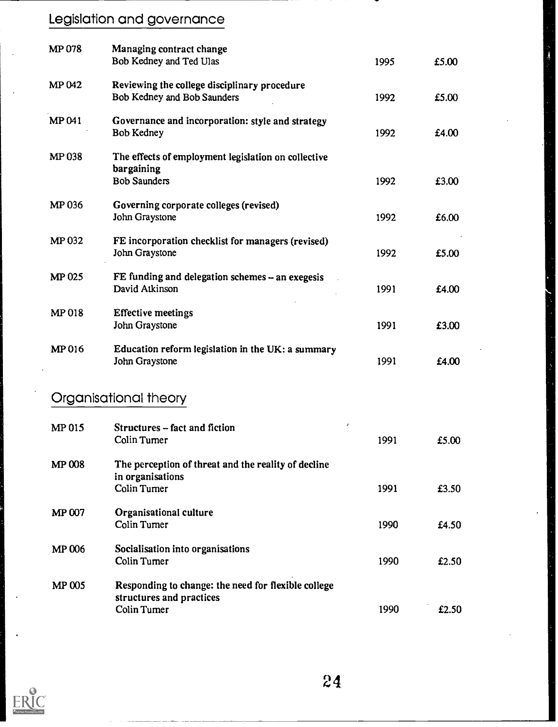## Legislation and governance

| | | | |
|---|---|---|---|
| MP 078 | **Managing contract change**<br>Bob Kedney and Ted Ulas | 1995 | £5.00 |
| MP 042 | **Reviewing the college disciplinary procedure**<br>Bob Kedney and Bob Saunders | 1992 | £5.00 |
| MP 041 | **Governance and incorporation: style and strategy**<br>Bob Kedney | 1992 | £4.00 |
| MP 038 | **The effects of employment legislation on collective bargaining**<br>Bob Saunders | 1992 | £3.00 |
| MP 036 | **Governing corporate colleges (revised)**<br>John Graystone | 1992 | £6.00 |
| MP 032 | **FE incorporation checklist for managers (revised)**<br>John Graystone | 1992 | £5.00 |
| MP 025 | **FE funding and delegation schemes – an exegesis**<br>David Atkinson | 1991 | £4.00 |
| MP 018 | **Effective meetings**<br>John Graystone | 1991 | £3.00 |
| MP 016 | **Education reform legislation in the UK: a summary**<br>John Graystone | 1991 | £4.00 |

## Organisational theory

| | | | |
|---|---|---|---|
| MP 015 | **Structures – fact and fiction**<br>Colin Turner | 1991 | £5.00 |
| MP 008 | **The perception of threat and the reality of decline in organisations**<br>Colin Turner | 1991 | £3.50 |
| MP 007 | **Organisational culture**<br>Colin Turner | 1990 | £4.50 |
| MP 006 | **Socialisation into organisations**<br>Colin Turner | 1990 | £2.50 |
| MP 005 | **Responding to change: the need for flexible college structures and practices**<br>Colin Turner | 1990 | £2.50 |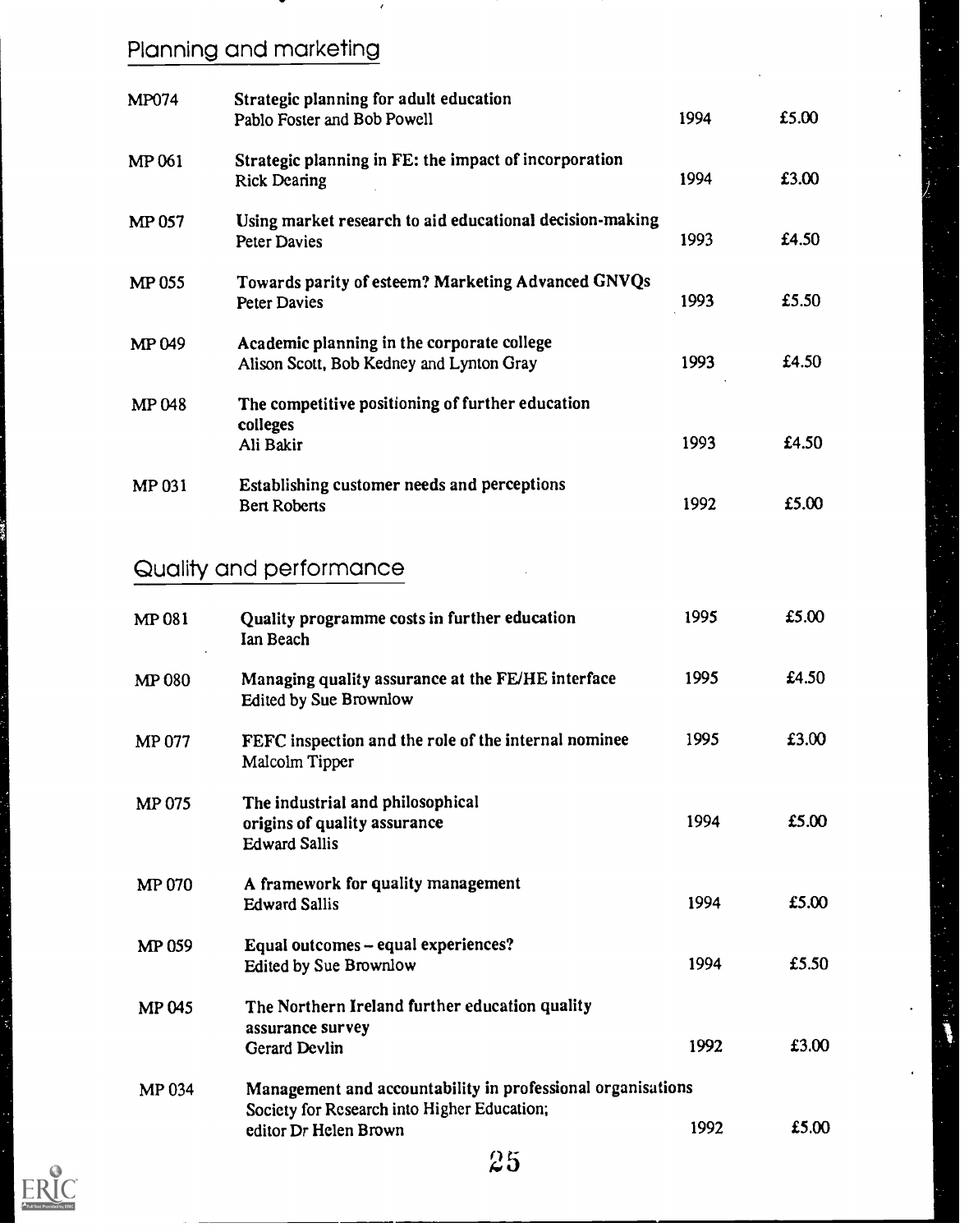## Planning and marketing

| | | | |
|---|---|---|---|
| MP074 | **Strategic planning for adult education**<br>Pablo Foster and Bob Powell | 1994 | £5.00 |
| MP 061 | **Strategic planning in FE: the impact of incorporation**<br>Rick Dearing | 1994 | £3.00 |
| MP 057 | **Using market research to aid educational decision-making**<br>Peter Davies | 1993 | £4.50 |
| MP 055 | **Towards parity of esteem? Marketing Advanced GNVQs**<br>Peter Davies | 1993 | £5.50 |
| MP 049 | **Academic planning in the corporate college**<br>Alison Scott, Bob Kedney and Lynton Gray | 1993 | £4.50 |
| MP 048 | **The competitive positioning of further education colleges**<br>Ali Bakir | 1993 | £4.50 |
| MP 031 | **Establishing customer needs and perceptions**<br>Bert Roberts | 1992 | £5.00 |

## Quality and performance

| | | | |
|---|---|---|---|
| MP 081 | **Quality programme costs in further education**<br>Ian Beach | 1995 | £5.00 |
| MP 080 | **Managing quality assurance at the FE/HE interface**<br>Edited by Sue Brownlow | 1995 | £4.50 |
| MP 077 | **FEFC inspection and the role of the internal nominee**<br>Malcolm Tipper | 1995 | £3.00 |
| MP 075 | **The industrial and philosophical origins of quality assurance**<br>Edward Sallis | 1994 | £5.00 |
| MP 070 | **A framework for quality management**<br>Edward Sallis | 1994 | £5.00 |
| MP 059 | **Equal outcomes – equal experiences?**<br>Edited by Sue Brownlow | 1994 | £5.50 |
| MP 045 | **The Northern Ireland further education quality assurance survey**<br>Gerard Devlin | 1992 | £3.00 |
| MP 034 | **Management and accountability in professional organisations**<br>Society for Research into Higher Education; editor Dr Helen Brown | 1992 | £5.00 |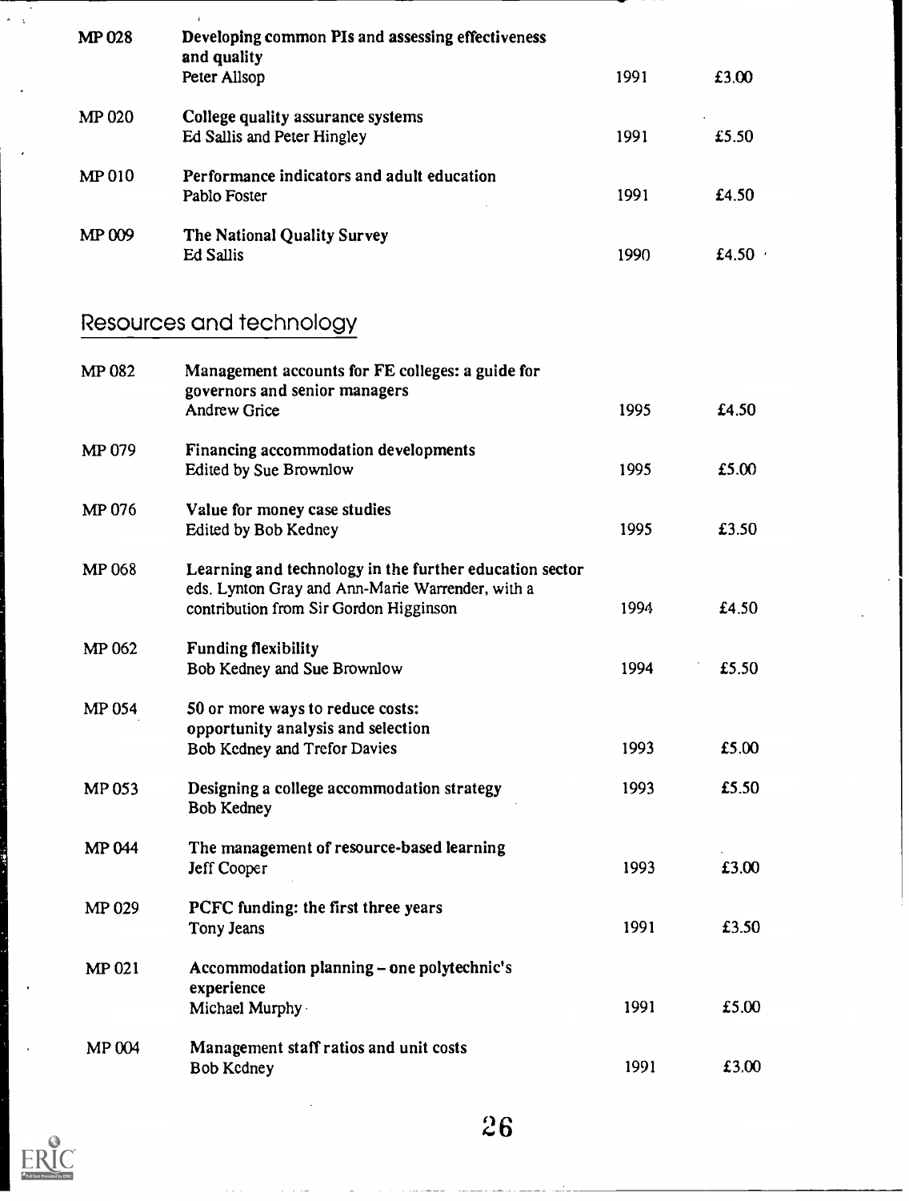| | | | |
|---|---|---|---|
| MP 028 | Developing common PIs and assessing effectiveness and quality<br>Peter Allsop | 1991 | £3.00 |
| MP 020 | College quality assurance systems<br>Ed Sallis and Peter Hingley | 1991 | £5.50 |
| MP 010 | Performance indicators and adult education<br>Pablo Foster | 1991 | £4.50 |
| MP 009 | The National Quality Survey<br>Ed Sallis | 1990 | £4.50 |

## Resources and technology

| | | | |
|---|---|---|---|
| MP 082 | Management accounts for FE colleges: a guide for governors and senior managers<br>Andrew Grice | 1995 | £4.50 |
| MP 079 | Financing accommodation developments<br>Edited by Sue Brownlow | 1995 | £5.00 |
| MP 076 | Value for money case studies<br>Edited by Bob Kedney | 1995 | £3.50 |
| MP 068 | Learning and technology in the further education sector<br>eds. Lynton Gray and Ann-Marie Warrender, with a contribution from Sir Gordon Higginson | 1994 | £4.50 |
| MP 062 | Funding flexibility<br>Bob Kedney and Sue Brownlow | 1994 | £5.50 |
| MP 054 | 50 or more ways to reduce costs: opportunity analysis and selection<br>Bob Kedney and Trefor Davies | 1993 | £5.00 |
| MP 053 | Designing a college accommodation strategy<br>Bob Kedney | 1993 | £5.50 |
| MP 044 | The management of resource-based learning<br>Jeff Cooper | 1993 | £3.00 |
| MP 029 | PCFC funding: the first three years<br>Tony Jeans | 1991 | £3.50 |
| MP 021 | Accommodation planning – one polytechnic's experience<br>Michael Murphy | 1991 | £5.00 |
| MP 004 | Management staff ratios and unit costs<br>Bob Kedney | 1991 | £3.00 |